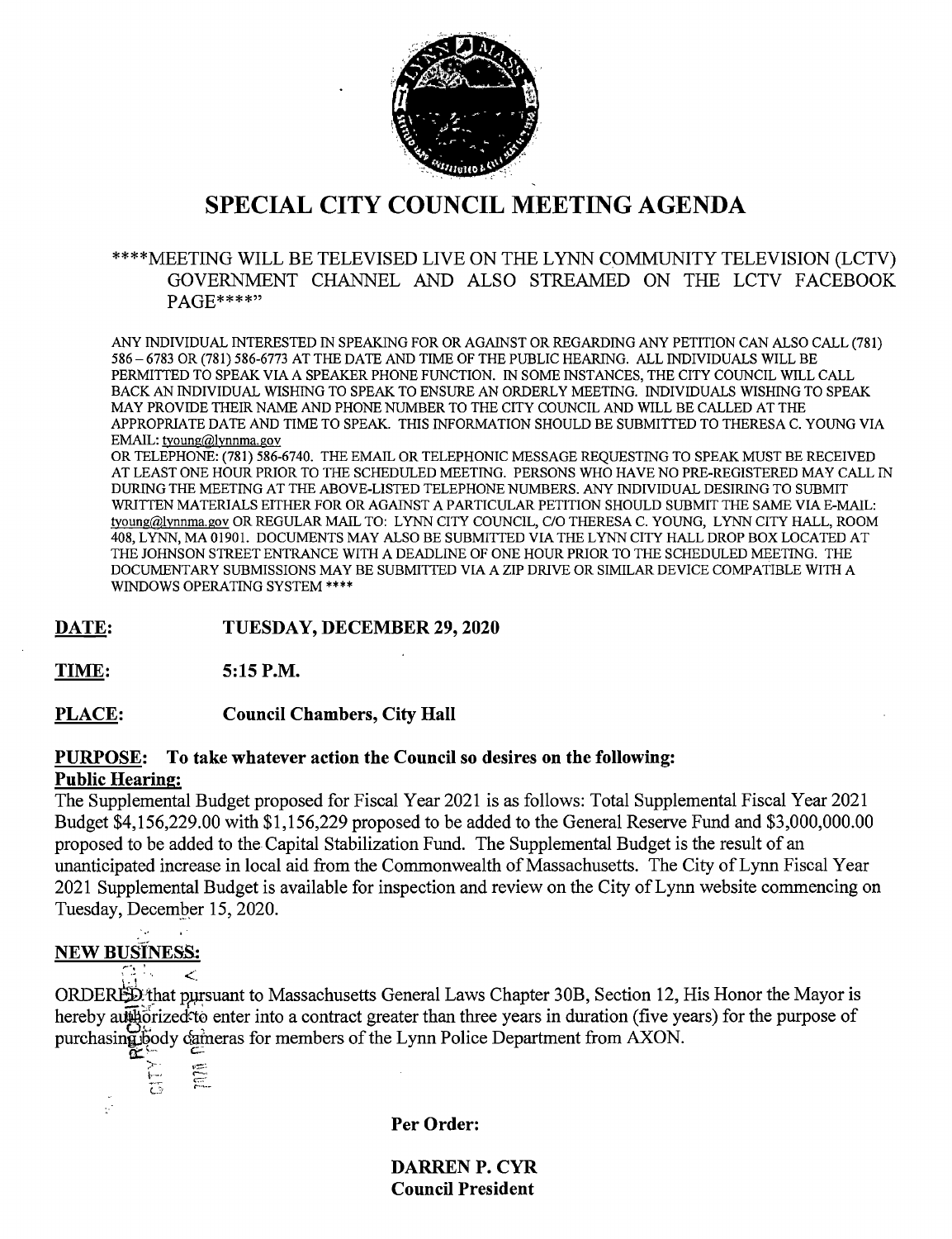# SPECIAL CITY COUNCIL MEETING AGENDA

\*\*\*\*MEETING WILL BE TELEVISED LIVE ON THE LYNN COMMUNITY TELEVISION (LCTV) GOVERNMENT CHANNEL AND ALSO STREAMED ON THE LCTV FACEBOOK PAGE\*\*\*\*"

ANY INDIVIDUAL INTERESTED IN SPEAKING FOR OR AGAINST OR REGARDING ANY PETITION CAN ALSO CALL (781) 586 – 6783 OR (781) 586-6773 AT THE DATE AND TIME OF THE PUBLIC HEARING. ALL INDIVIDUALS WILL BE PERMITTED TO SPEAK VIA A SPEAKER PHONE FUNCTION. IN SOME INSTANCES, THE CITY COUNCIL WILL CALL BACK AN INDIVIDUAL WISHING TO SPEAK TO ENSURE AN ORDERLY MEETING. INDIVIDUALS WISHING TO SPEAK MAY PROVIDE THEIR NAME AND PHONE NUMBER TO THE CITY COUNCIL AND WILL BE CALLED AT THE APPROPRIATE DATE AND TIME TO SPEAK. THIS INFORMATION SHOULD BE SUBMITTED TO THERESA C. YOUNG VIA EMAIL: tyoung@lynnma.gov
OR TELEPHONE: (781) 586-6740. THE EMAIL OR TELEPHONIC MESSAGE REQUESTING TO SPEAK MUST BE RECEIVED AT LEAST ONE HOUR PRIOR TO THE SCHEDULED MEETING. PERSONS WHO HAVE NO PRE-REGISTERED MAY CALL IN DURING THE MEETING AT THE ABOVE-LISTED TELEPHONE NUMBERS. ANY INDIVIDUAL DESIRING TO SUBMIT WRITTEN MATERIALS EITHER FOR OR AGAINST A PARTICULAR PETITION SHOULD SUBMIT THE SAME VIA E-MAIL: tyoung@lynnma.gov OR REGULAR MAIL TO: LYNN CITY COUNCIL, C/O THERESA C. YOUNG, LYNN CITY HALL, ROOM 408, LYNN, MA 01901. DOCUMENTS MAY ALSO BE SUBMITTED VIA THE LYNN CITY HALL DROP BOX LOCATED AT THE JOHNSON STREET ENTRANCE WITH A DEADLINE OF ONE HOUR PRIOR TO THE SCHEDULED MEETING. THE DOCUMENTARY SUBMISSIONS MAY BE SUBMITTED VIA A ZIP DRIVE OR SIMILAR DEVICE COMPATIBLE WITH A WINDOWS OPERATING SYSTEM \*\*\*\*

**DATE:** **TUESDAY, DECEMBER 29, 2020**

**TIME:** **5:15 P.M.**

**PLACE:** **Council Chambers, City Hall**

**PURPOSE: To take whatever action the Council so desires on the following:**

**Public Hearing:**

The Supplemental Budget proposed for Fiscal Year 2021 is as follows: Total Supplemental Fiscal Year 2021 Budget $4,156,229.00 with $1,156,229 proposed to be added to the General Reserve Fund and $3,000,000.00 proposed to be added to the Capital Stabilization Fund. The Supplemental Budget is the result of an unanticipated increase in local aid from the Commonwealth of Massachusetts. The City of Lynn Fiscal Year 2021 Supplemental Budget is available for inspection and review on the City of Lynn website commencing on Tuesday, December 15, 2020.

**NEW BUSINESS:**

ORDERED that pursuant to Massachusetts General Laws Chapter 30B, Section 12, His Honor the Mayor is hereby authorized to enter into a contract greater than three years in duration (five years) for the purpose of purchasing body cameras for members of the Lynn Police Department from AXON.

**Per Order:**

**DARREN P. CYR**
**Council President**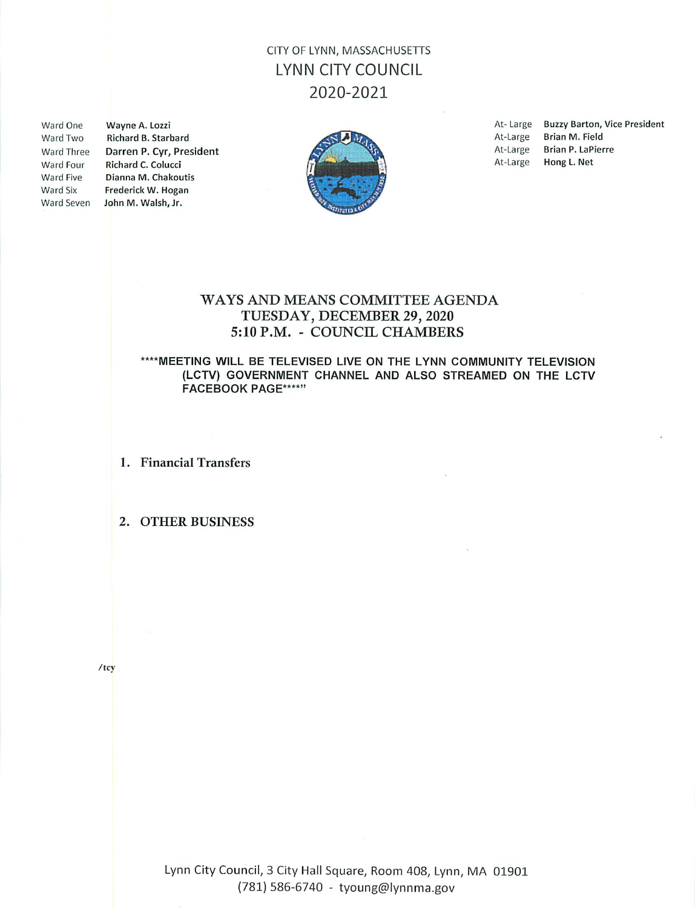CITY OF LYNN, MASSACHUSETTS

# LYNN CITY COUNCIL

## 2020-2021

| | |
|---|---|
| Ward One | Wayne A. Lozzi |
| Ward Two | Richard B. Starbard |
| Ward Three | Darren P. Cyr, President |
| Ward Four | Richard C. Colucci |
| Ward Five | Dianna M. Chakoutis |
| Ward Six | Frederick W. Hogan |
| Ward Seven | John M. Walsh, Jr. |

| | |
|---|---|
| At- Large | Buzzy Barton, Vice President |
| At-Large | Brian M. Field |
| At-Large | Brian P. LaPierre |
| At-Large | Hong L. Net |

## WAYS AND MEANS COMMITTEE AGENDA
## TUESDAY, DECEMBER 29, 2020
## 5:10 P.M. - COUNCIL CHAMBERS

****MEETING WILL BE TELEVISED LIVE ON THE LYNN COMMUNITY TELEVISION (LCTV) GOVERNMENT CHANNEL AND ALSO STREAMED ON THE LCTV FACEBOOK PAGE****"

1. **Financial Transfers**

2. **OTHER BUSINESS**

/tcy

Lynn City Council, 3 City Hall Square, Room 408, Lynn, MA 01901
(781) 586-6740 - tyoung@lynnma.gov